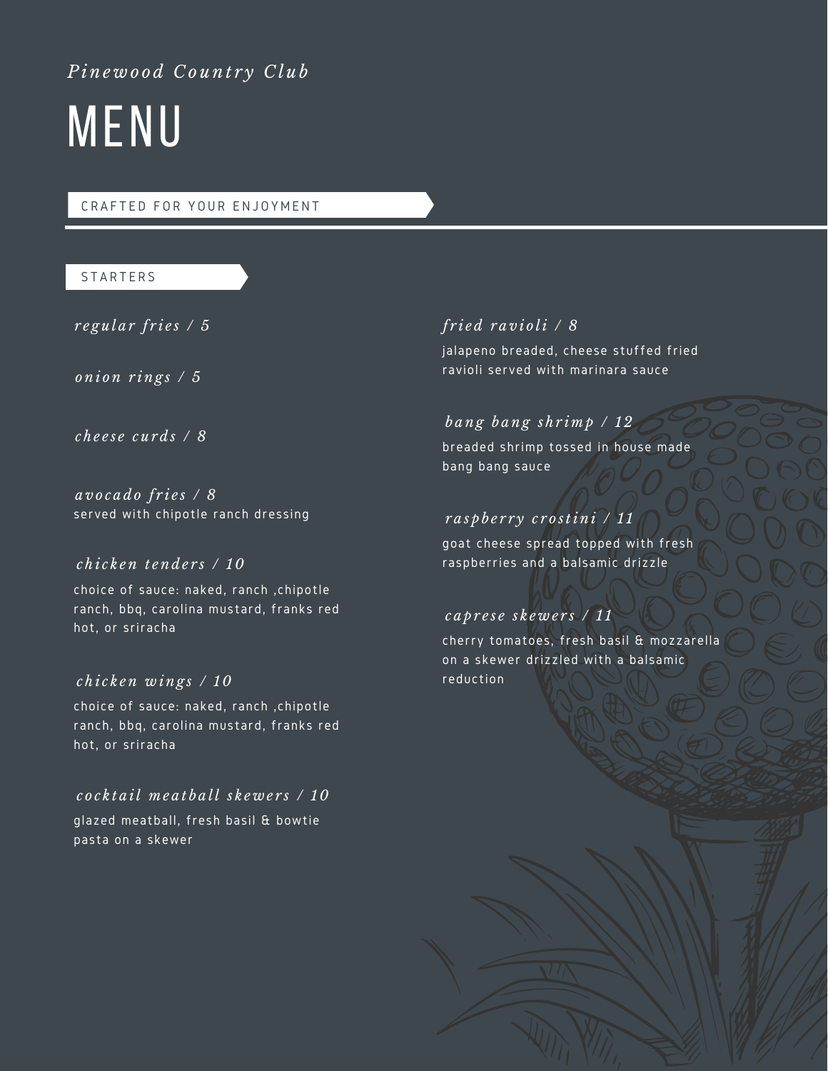*Pinewood Country Club*

# MENU

CRAFTED FOR YOUR ENJOYMENT

## STARTERS

*regular fries / 5*

*onion rings / 5*

*cheese curds / 8*

*avocado fries / 8*
served with chipotle ranch dressing

*chicken tenders / 10*
choice of sauce: naked, ranch ,chipotle ranch, bbq, carolina mustard, franks red hot, or sriracha

*chicken wings / 10*
choice of sauce: naked, ranch ,chipotle ranch, bbq, carolina mustard, franks red hot, or sriracha

*cocktail meatball skewers / 10*
glazed meatball, fresh basil & bowtie pasta on a skewer

*fried ravioli / 8*
jalapeno breaded, cheese stuffed fried ravioli served with marinara sauce

*bang bang shrimp / 12*
breaded shrimp tossed in house made bang bang sauce

*raspberry crostini / 11*
goat cheese spread topped with fresh raspberries and a balsamic drizzle

*caprese skewers / 11*
cherry tomatoes, fresh basil & mozzarella on a skewer drizzled with a balsamic reduction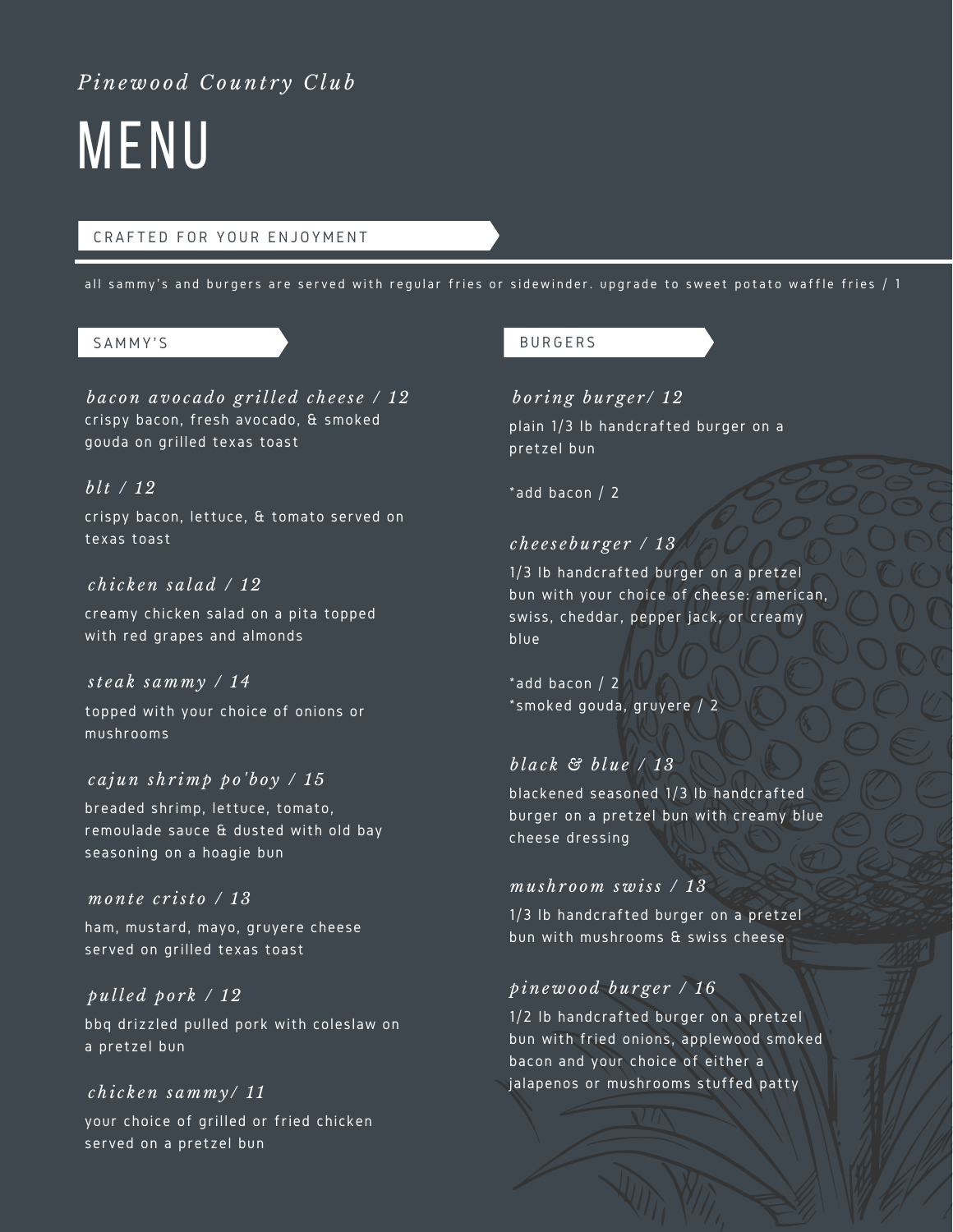*Pinewood Country Club*

# MENU

CRAFTED FOR YOUR ENJOYMENT

all sammy's and burgers are served with regular fries or sidewinder. upgrade to sweet potato waffle fries / 1

## SAMMY'S

***bacon avocado grilled cheese / 12***
crispy bacon, fresh avocado, & smoked gouda on grilled texas toast

***blt / 12***
crispy bacon, lettuce, & tomato served on texas toast

***chicken salad / 12***
creamy chicken salad on a pita topped with red grapes and almonds

***steak sammy / 14***
topped with your choice of onions or mushrooms

***cajun shrimp po'boy / 15***
breaded shrimp, lettuce, tomato, remoulade sauce & dusted with old bay seasoning on a hoagie bun

***monte cristo / 13***
ham, mustard, mayo, gruyere cheese served on grilled texas toast

***pulled pork / 12***
bbq drizzled pulled pork with coleslaw on a pretzel bun

***chicken sammy/ 11***
your choice of grilled or fried chicken served on a pretzel bun

## BURGERS

***boring burger/ 12***
plain 1/3 lb handcrafted burger on a pretzel bun

*add bacon / 2

***cheeseburger / 13***
1/3 lb handcrafted burger on a pretzel bun with your choice of cheese: american, swiss, cheddar, pepper jack, or creamy blue

*add bacon / 2
*smoked gouda, gruyere / 2

***black & blue / 13***
blackened seasoned 1/3 lb handcrafted burger on a pretzel bun with creamy blue cheese dressing

***mushroom swiss / 13***
1/3 lb handcrafted burger on a pretzel bun with mushrooms & swiss cheese

***pinewood burger / 16***
1/2 lb handcrafted burger on a pretzel bun with fried onions, applewood smoked bacon and your choice of either a jalapenos or mushrooms stuffed patty